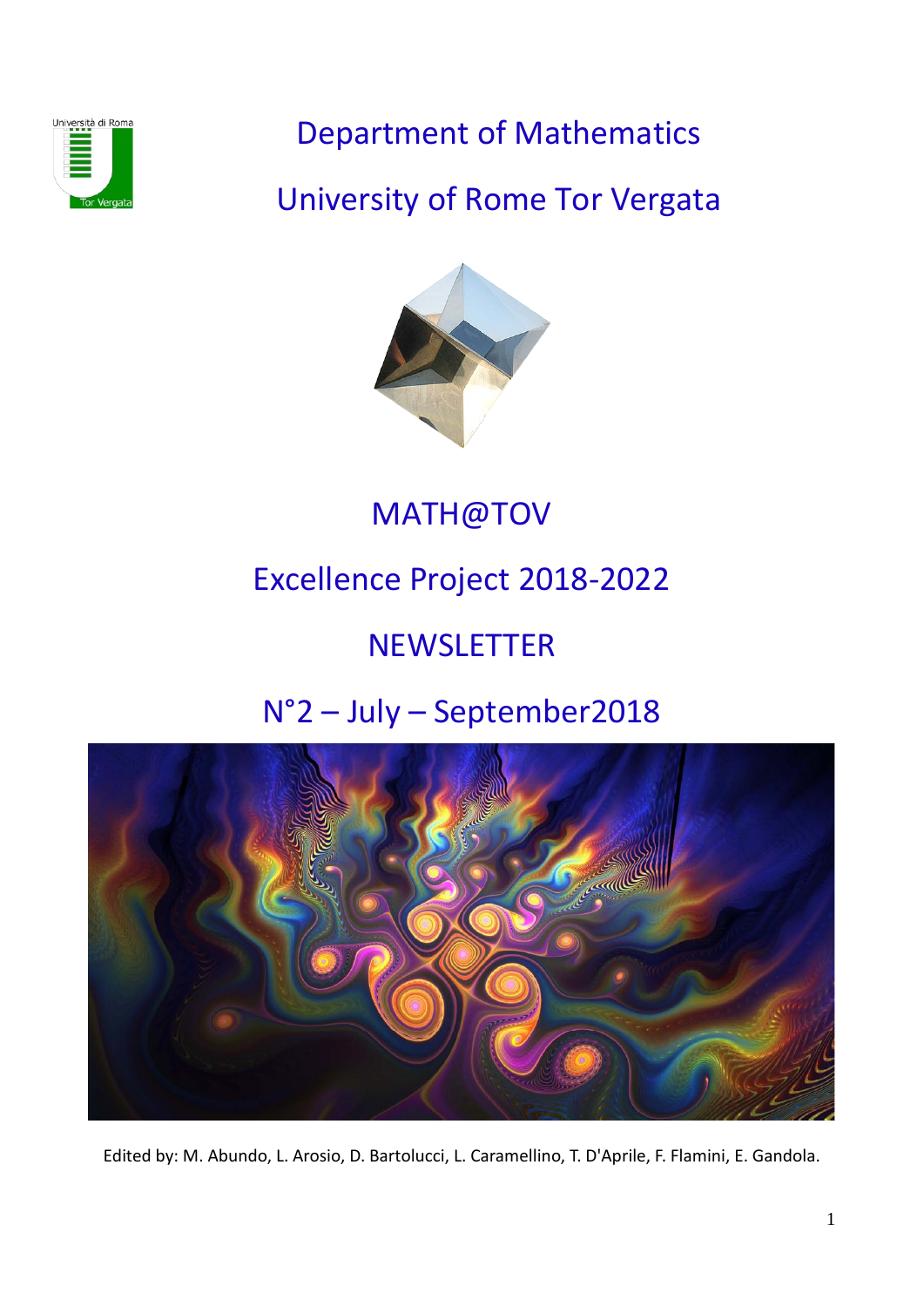# Department of Mathematics

# University of Rome Tor Vergata

## MATH@TOV

## Excellence Project 2018-2022

## NEWSLETTER

## N°2 – July – September2018

Edited by: M. Abundo, L. Arosio, D. Bartolucci, L. Caramellino, T. D'Aprile, F. Flamini, E. Gandola.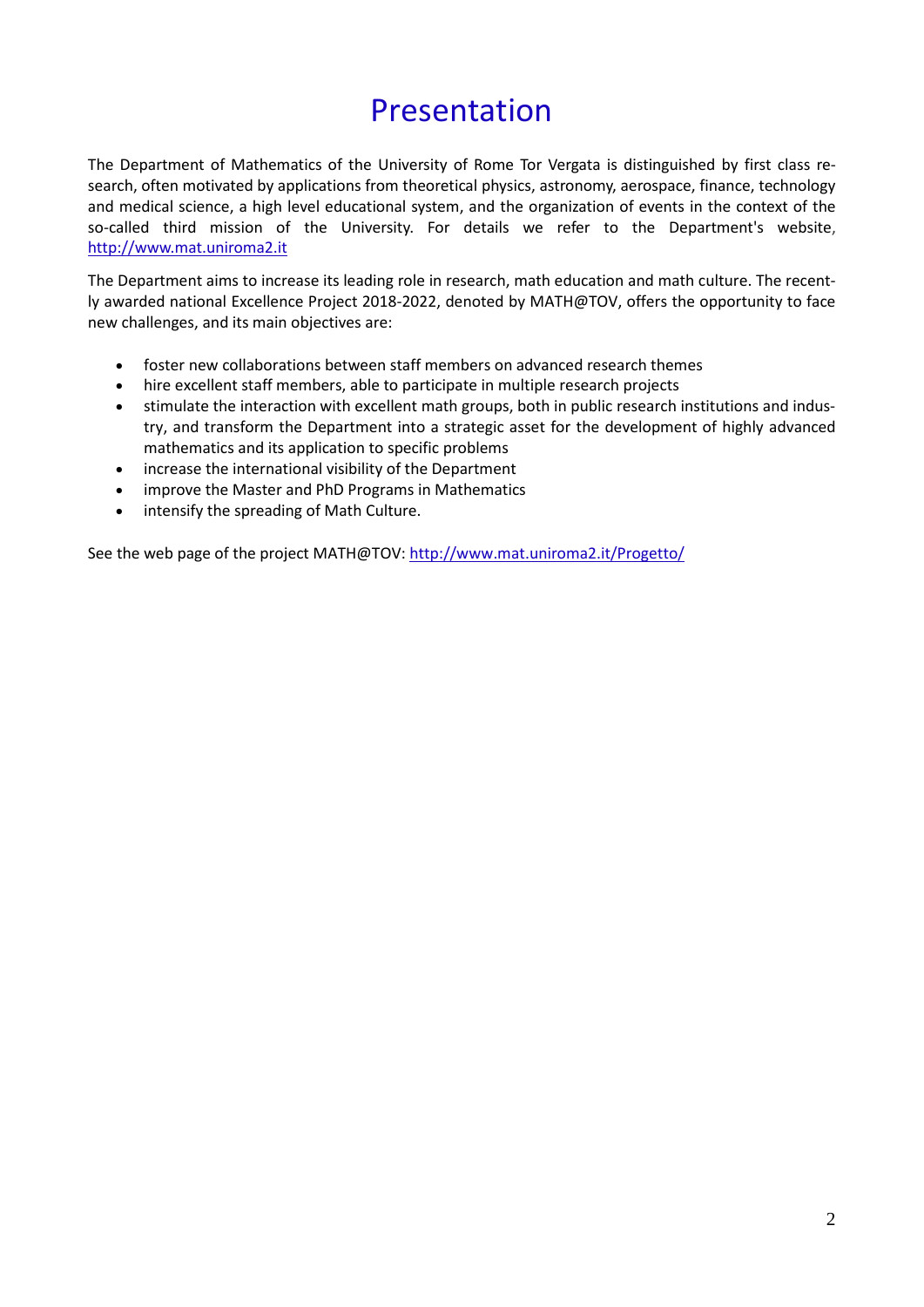# Presentation

The Department of Mathematics of the University of Rome Tor Vergata is distinguished by first class research, often motivated by applications from theoretical physics, astronomy, aerospace, finance, technology and medical science, a high level educational system, and the organization of events in the context of the so-called third mission of the University. For details we refer to the Department's website, http://www.mat.uniroma2.it

The Department aims to increase its leading role in research, math education and math culture. The recently awarded national Excellence Project 2018-2022, denoted by MATH@TOV, offers the opportunity to face new challenges, and its main objectives are:

- foster new collaborations between staff members on advanced research themes
- hire excellent staff members, able to participate in multiple research projects
- stimulate the interaction with excellent math groups, both in public research institutions and industry, and transform the Department into a strategic asset for the development of highly advanced mathematics and its application to specific problems
- increase the international visibility of the Department
- improve the Master and PhD Programs in Mathematics
- intensify the spreading of Math Culture.

See the web page of the project MATH@TOV: http://www.mat.uniroma2.it/Progetto/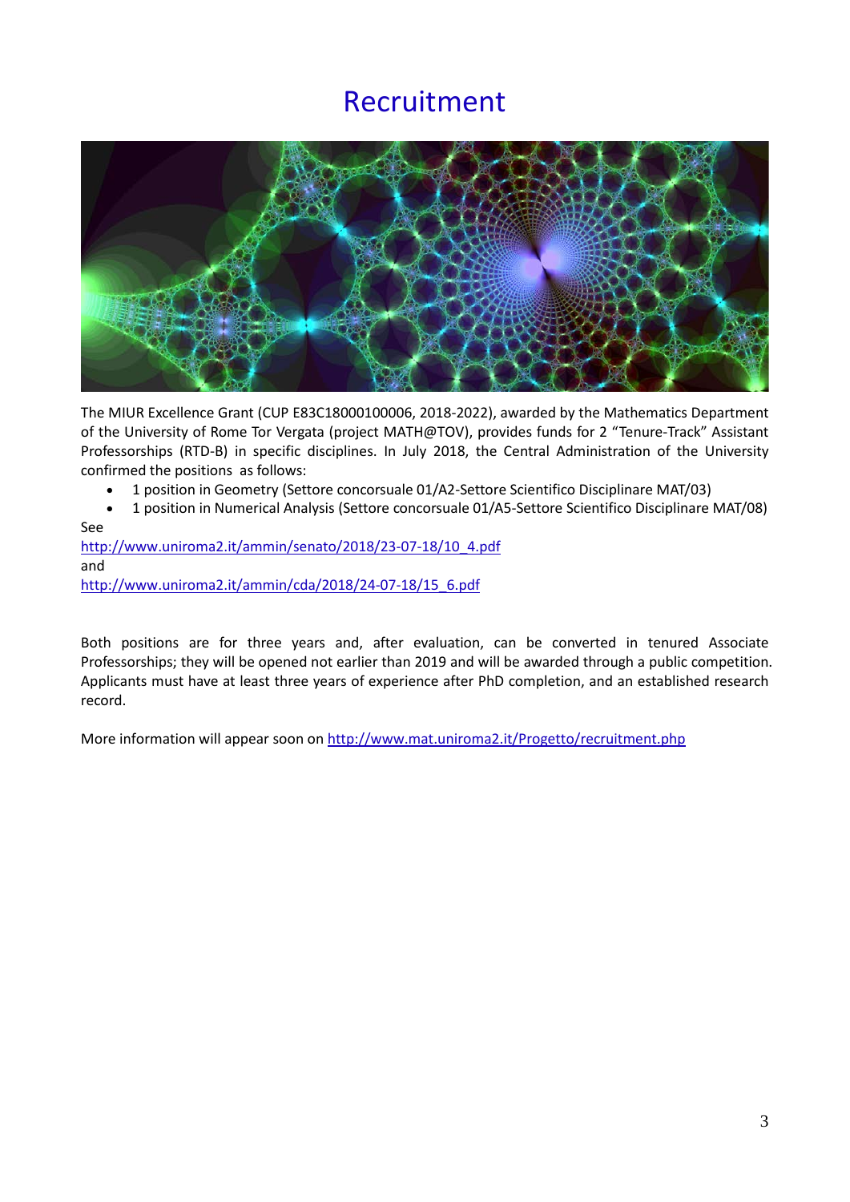# Recruitment

The MIUR Excellence Grant (CUP E83C18000100006, 2018-2022), awarded by the Mathematics Department of the University of Rome Tor Vergata (project MATH@TOV), provides funds for 2 "Tenure-Track" Assistant Professorships (RTD-B) in specific disciplines. In July 2018, the Central Administration of the University confirmed the positions as follows:

- 1 position in Geometry (Settore concorsuale 01/A2-Settore Scientifico Disciplinare MAT/03)
- 1 position in Numerical Analysis (Settore concorsuale 01/A5-Settore Scientifico Disciplinare MAT/08)

See
http://www.uniroma2.it/ammin/senato/2018/23-07-18/10_4.pdf
and
http://www.uniroma2.it/ammin/cda/2018/24-07-18/15_6.pdf

Both positions are for three years and, after evaluation, can be converted in tenured Associate Professorships; they will be opened not earlier than 2019 and will be awarded through a public competition. Applicants must have at least three years of experience after PhD completion, and an established research record.

More information will appear soon on http://www.mat.uniroma2.it/Progetto/recruitment.php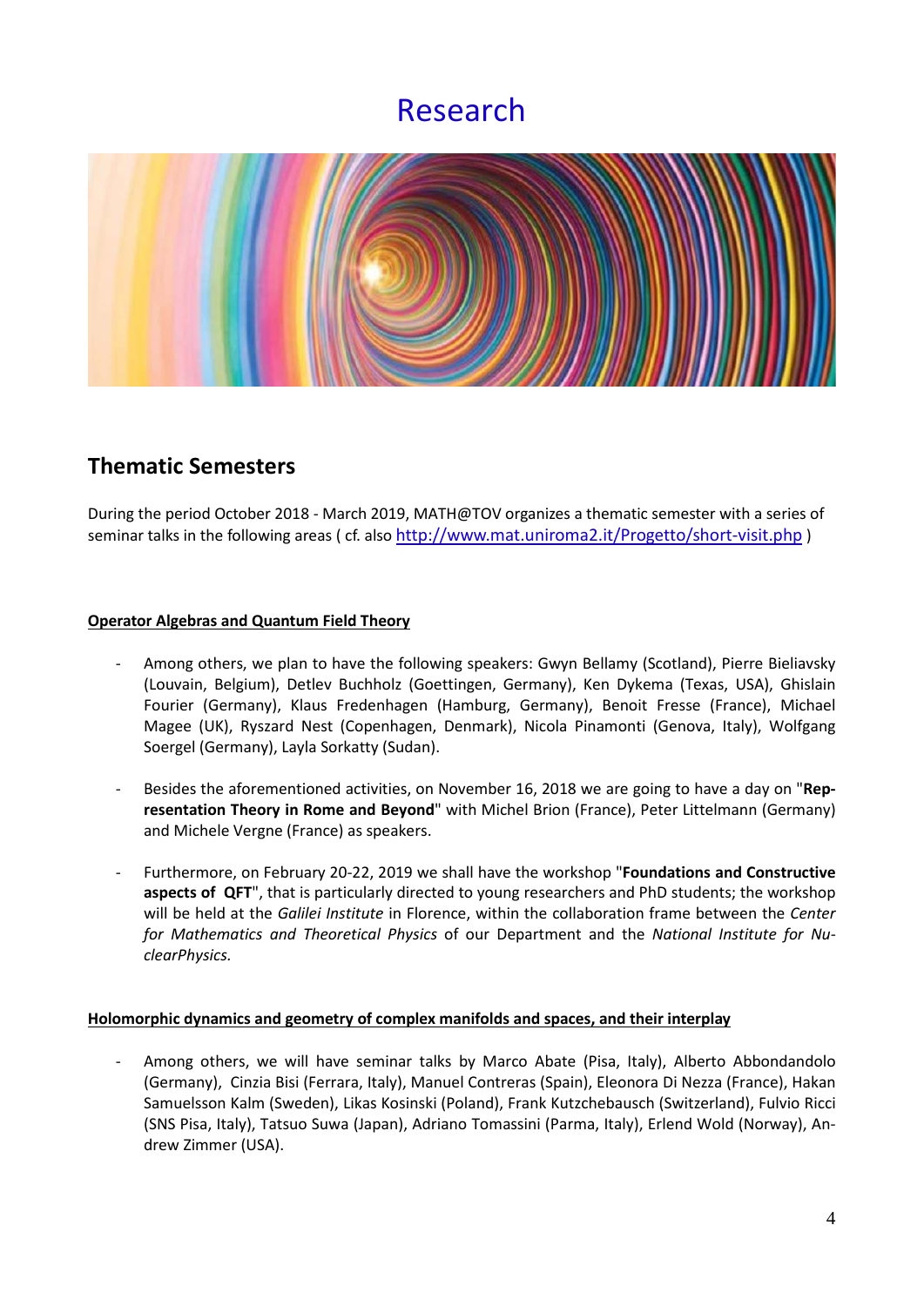# Research

## Thematic Semesters

During the period October 2018 - March 2019, MATH@TOV organizes a thematic semester with a series of seminar talks in the following areas ( cf. also http://www.mat.uniroma2.it/Progetto/short-visit.php )

### Operator Algebras and Quantum Field Theory

- Among others, we plan to have the following speakers: Gwyn Bellamy (Scotland), Pierre Bieliavsky (Louvain, Belgium), Detlev Buchholz (Goettingen, Germany), Ken Dykema (Texas, USA), Ghislain Fourier (Germany), Klaus Fredenhagen (Hamburg, Germany), Benoit Fresse (France), Michael Magee (UK), Ryszard Nest (Copenhagen, Denmark), Nicola Pinamonti (Genova, Italy), Wolfgang Soergel (Germany), Layla Sorkatty (Sudan).

- Besides the aforementioned activities, on November 16, 2018 we are going to have a day on "**Representation Theory in Rome and Beyond**" with Michel Brion (France), Peter Littelmann (Germany) and Michele Vergne (France) as speakers.

- Furthermore, on February 20-22, 2019 we shall have the workshop "**Foundations and Constructive aspects of QFT**", that is particularly directed to young researchers and PhD students; the workshop will be held at the *Galilei Institute* in Florence, within the collaboration frame between the *Center for Mathematics and Theoretical Physics* of our Department and the *National Institute for NuclearPhysics.*

### Holomorphic dynamics and geometry of complex manifolds and spaces, and their interplay

- Among others, we will have seminar talks by Marco Abate (Pisa, Italy), Alberto Abbondandolo (Germany), Cinzia Bisi (Ferrara, Italy), Manuel Contreras (Spain), Eleonora Di Nezza (France), Hakan Samuelsson Kalm (Sweden), Likas Kosinski (Poland), Frank Kutzchebausch (Switzerland), Fulvio Ricci (SNS Pisa, Italy), Tatsuo Suwa (Japan), Adriano Tomassini (Parma, Italy), Erlend Wold (Norway), Andrew Zimmer (USA).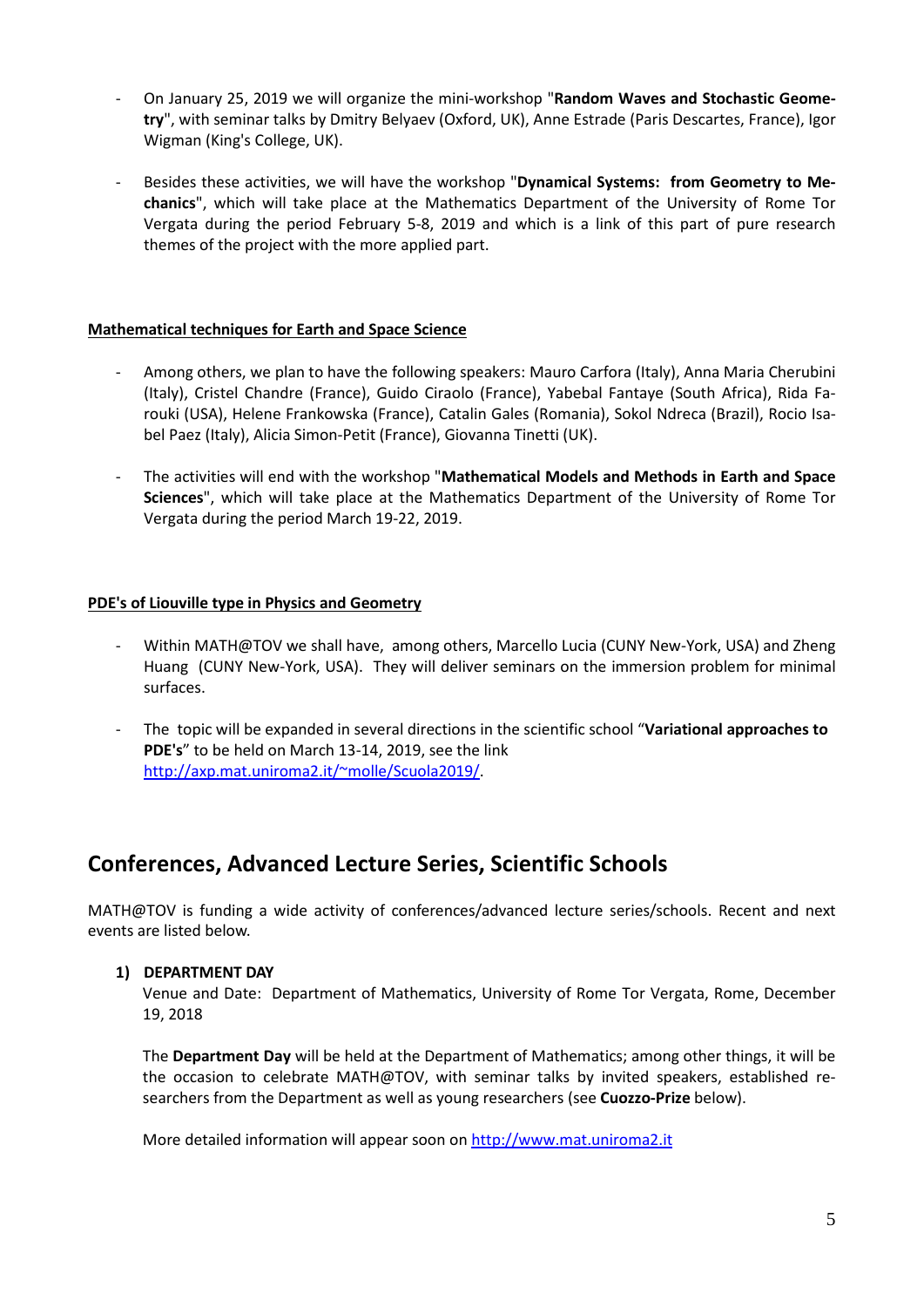- On January 25, 2019 we will organize the mini-workshop "**Random Waves and Stochastic Geometry**", with seminar talks by Dmitry Belyaev (Oxford, UK), Anne Estrade (Paris Descartes, France), Igor Wigman (King's College, UK).

- Besides these activities, we will have the workshop "**Dynamical Systems: from Geometry to Mechanics**", which will take place at the Mathematics Department of the University of Rome Tor Vergata during the period February 5-8, 2019 and which is a link of this part of pure research themes of the project with the more applied part.

**Mathematical techniques for Earth and Space Science**

- Among others, we plan to have the following speakers: Mauro Carfora (Italy), Anna Maria Cherubini (Italy), Cristel Chandre (France), Guido Ciraolo (France), Yabebal Fantaye (South Africa), Rida Farouki (USA), Helene Frankowska (France), Catalin Gales (Romania), Sokol Ndreca (Brazil), Rocio Isabel Paez (Italy), Alicia Simon-Petit (France), Giovanna Tinetti (UK).

- The activities will end with the workshop "**Mathematical Models and Methods in Earth and Space Sciences**", which will take place at the Mathematics Department of the University of Rome Tor Vergata during the period March 19-22, 2019.

**PDE's of Liouville type in Physics and Geometry**

- Within MATH@TOV we shall have, among others, Marcello Lucia (CUNY New-York, USA) and Zheng Huang (CUNY New-York, USA). They will deliver seminars on the immersion problem for minimal surfaces.

- The topic will be expanded in several directions in the scientific school "**Variational approaches to PDE's**" to be held on March 13-14, 2019, see the link http://axp.mat.uniroma2.it/~molle/Scuola2019/.

## Conferences, Advanced Lecture Series, Scientific Schools

MATH@TOV is funding a wide activity of conferences/advanced lecture series/schools. Recent and next events are listed below.

1) **DEPARTMENT DAY**

   Venue and Date: Department of Mathematics, University of Rome Tor Vergata, Rome, December 19, 2018

   The **Department Day** will be held at the Department of Mathematics; among other things, it will be the occasion to celebrate MATH@TOV, with seminar talks by invited speakers, established researchers from the Department as well as young researchers (see **Cuozzo-Prize** below).

   More detailed information will appear soon on http://www.mat.uniroma2.it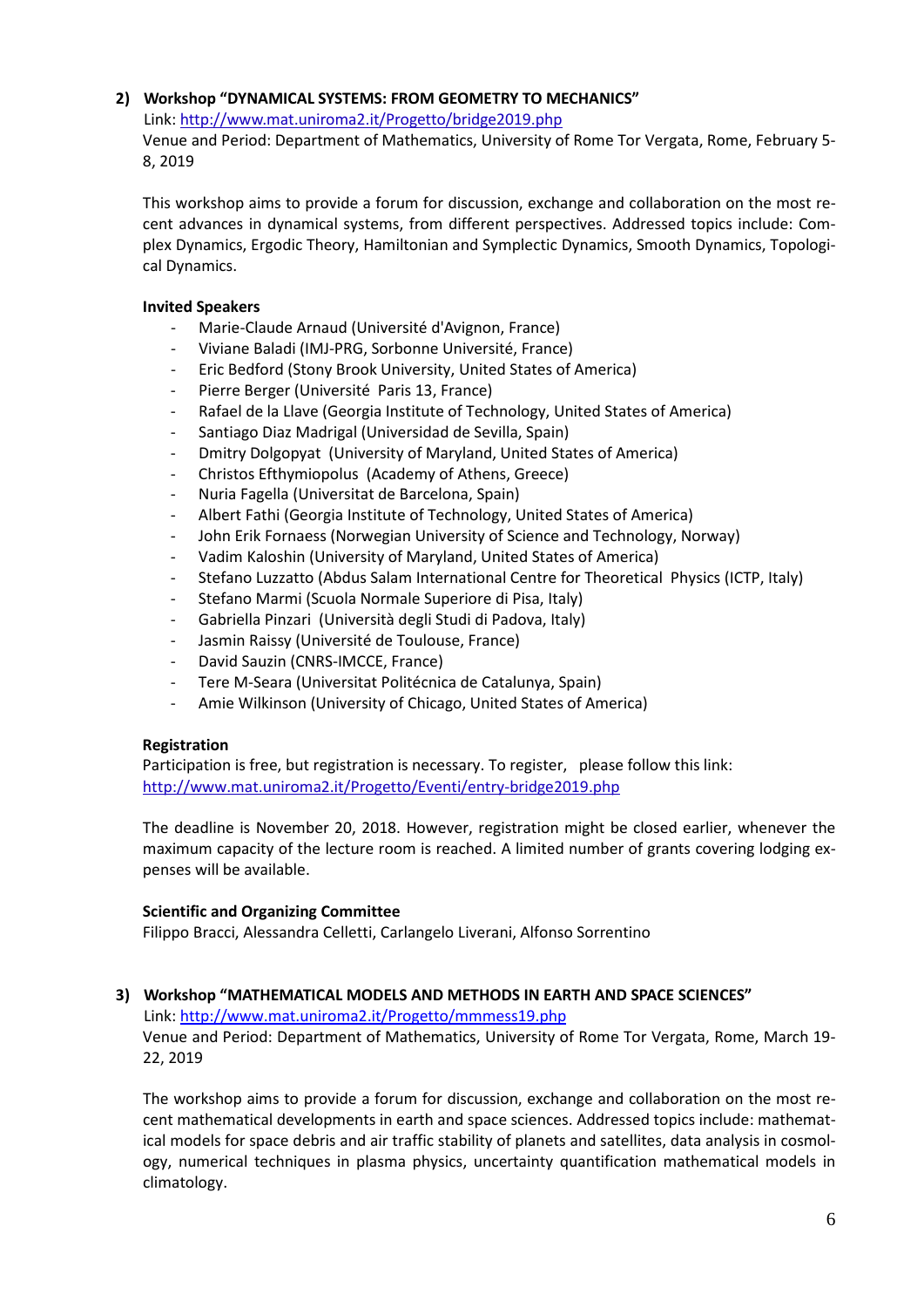## 2) Workshop "DYNAMICAL SYSTEMS: FROM GEOMETRY TO MECHANICS"

Link: http://www.mat.uniroma2.it/Progetto/bridge2019.php

Venue and Period: Department of Mathematics, University of Rome Tor Vergata, Rome, February 5-8, 2019

This workshop aims to provide a forum for discussion, exchange and collaboration on the most recent advances in dynamical systems, from different perspectives. Addressed topics include: Complex Dynamics, Ergodic Theory, Hamiltonian and Symplectic Dynamics, Smooth Dynamics, Topological Dynamics.

**Invited Speakers**

- Marie-Claude Arnaud (Université d'Avignon, France)
- Viviane Baladi (IMJ-PRG, Sorbonne Université, France)
- Eric Bedford (Stony Brook University, United States of America)
- Pierre Berger (Université Paris 13, France)
- Rafael de la Llave (Georgia Institute of Technology, United States of America)
- Santiago Diaz Madrigal (Universidad de Sevilla, Spain)
- Dmitry Dolgopyat (University of Maryland, United States of America)
- Christos Efthymiopolus (Academy of Athens, Greece)
- Nuria Fagella (Universitat de Barcelona, Spain)
- Albert Fathi (Georgia Institute of Technology, United States of America)
- John Erik Fornaess (Norwegian University of Science and Technology, Norway)
- Vadim Kaloshin (University of Maryland, United States of America)
- Stefano Luzzatto (Abdus Salam International Centre for Theoretical Physics (ICTP, Italy)
- Stefano Marmi (Scuola Normale Superiore di Pisa, Italy)
- Gabriella Pinzari (Università degli Studi di Padova, Italy)
- Jasmin Raissy (Université de Toulouse, France)
- David Sauzin (CNRS-IMCCE, France)
- Tere M-Seara (Universitat Politécnica de Catalunya, Spain)
- Amie Wilkinson (University of Chicago, United States of America)

**Registration**

Participation is free, but registration is necessary. To register, please follow this link: http://www.mat.uniroma2.it/Progetto/Eventi/entry-bridge2019.php

The deadline is November 20, 2018. However, registration might be closed earlier, whenever the maximum capacity of the lecture room is reached. A limited number of grants covering lodging expenses will be available.

**Scientific and Organizing Committee**

Filippo Bracci, Alessandra Celletti, Carlangelo Liverani, Alfonso Sorrentino

## 3) Workshop "MATHEMATICAL MODELS AND METHODS IN EARTH AND SPACE SCIENCES"

Link: http://www.mat.uniroma2.it/Progetto/mmmess19.php

Venue and Period: Department of Mathematics, University of Rome Tor Vergata, Rome, March 19-22, 2019

The workshop aims to provide a forum for discussion, exchange and collaboration on the most recent mathematical developments in earth and space sciences. Addressed topics include: mathematical models for space debris and air traffic stability of planets and satellites, data analysis in cosmology, numerical techniques in plasma physics, uncertainty quantification mathematical models in climatology.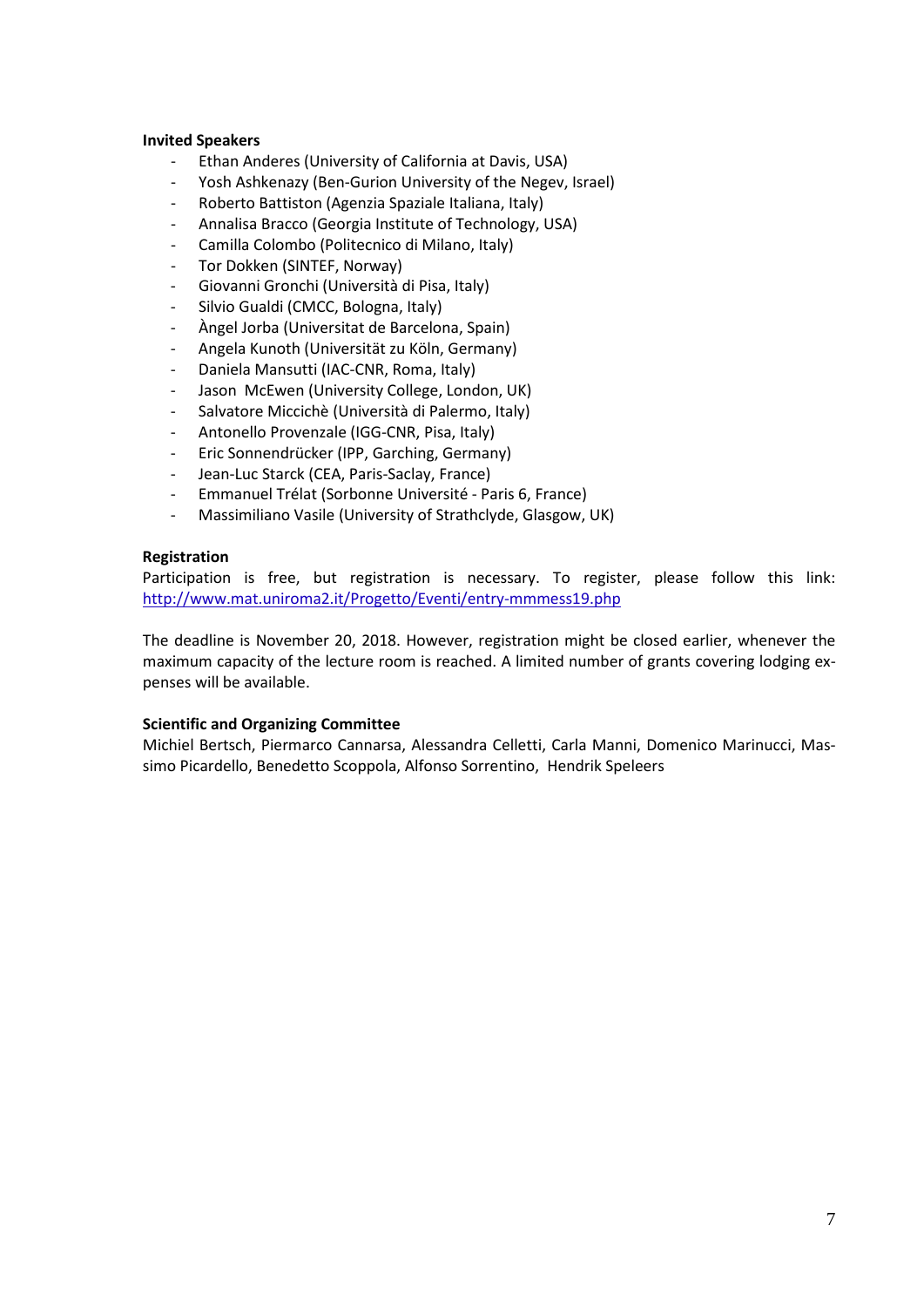**Invited Speakers**

- Ethan Anderes (University of California at Davis, USA)
- Yosh Ashkenazy (Ben-Gurion University of the Negev, Israel)
- Roberto Battiston (Agenzia Spaziale Italiana, Italy)
- Annalisa Bracco (Georgia Institute of Technology, USA)
- Camilla Colombo (Politecnico di Milano, Italy)
- Tor Dokken (SINTEF, Norway)
- Giovanni Gronchi (Università di Pisa, Italy)
- Silvio Gualdi (CMCC, Bologna, Italy)
- Àngel Jorba (Universitat de Barcelona, Spain)
- Angela Kunoth (Universität zu Köln, Germany)
- Daniela Mansutti (IAC-CNR, Roma, Italy)
- Jason McEwen (University College, London, UK)
- Salvatore Miccichè (Università di Palermo, Italy)
- Antonello Provenzale (IGG-CNR, Pisa, Italy)
- Eric Sonnendrücker (IPP, Garching, Germany)
- Jean-Luc Starck (CEA, Paris-Saclay, France)
- Emmanuel Trélat (Sorbonne Université - Paris 6, France)
- Massimiliano Vasile (University of Strathclyde, Glasgow, UK)

**Registration**

Participation is free, but registration is necessary. To register, please follow this link: http://www.mat.uniroma2.it/Progetto/Eventi/entry-mmmess19.php

The deadline is November 20, 2018. However, registration might be closed earlier, whenever the maximum capacity of the lecture room is reached. A limited number of grants covering lodging expenses will be available.

**Scientific and Organizing Committee**

Michiel Bertsch, Piermarco Cannarsa, Alessandra Celletti, Carla Manni, Domenico Marinucci, Massimo Picardello, Benedetto Scoppola, Alfonso Sorrentino, Hendrik Speleers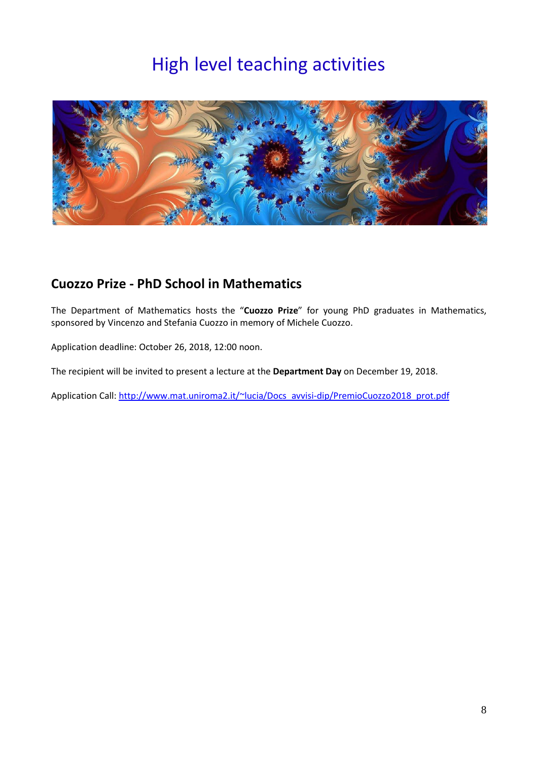# High level teaching activities

## Cuozzo Prize - PhD School in Mathematics

The Department of Mathematics hosts the "**Cuozzo Prize**" for young PhD graduates in Mathematics, sponsored by Vincenzo and Stefania Cuozzo in memory of Michele Cuozzo.

Application deadline: October 26, 2018, 12:00 noon.

The recipient will be invited to present a lecture at the **Department Day** on December 19, 2018.

Application Call: http://www.mat.uniroma2.it/~lucia/Docs_avvisi-dip/PremioCuozzo2018_prot.pdf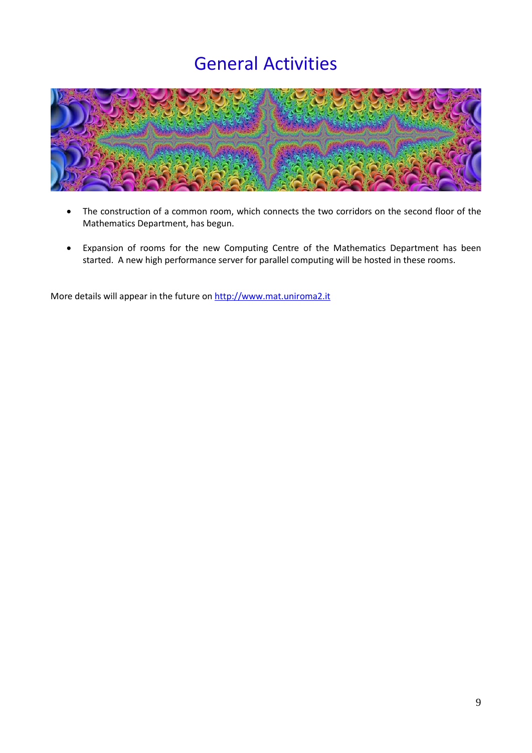# General Activities

- The construction of a common room, which connects the two corridors on the second floor of the Mathematics Department, has begun.
- Expansion of rooms for the new Computing Centre of the Mathematics Department has been started. A new high performance server for parallel computing will be hosted in these rooms.

More details will appear in the future on [http://www.mat.uniroma2.it](http://www.mat.uniroma2.it)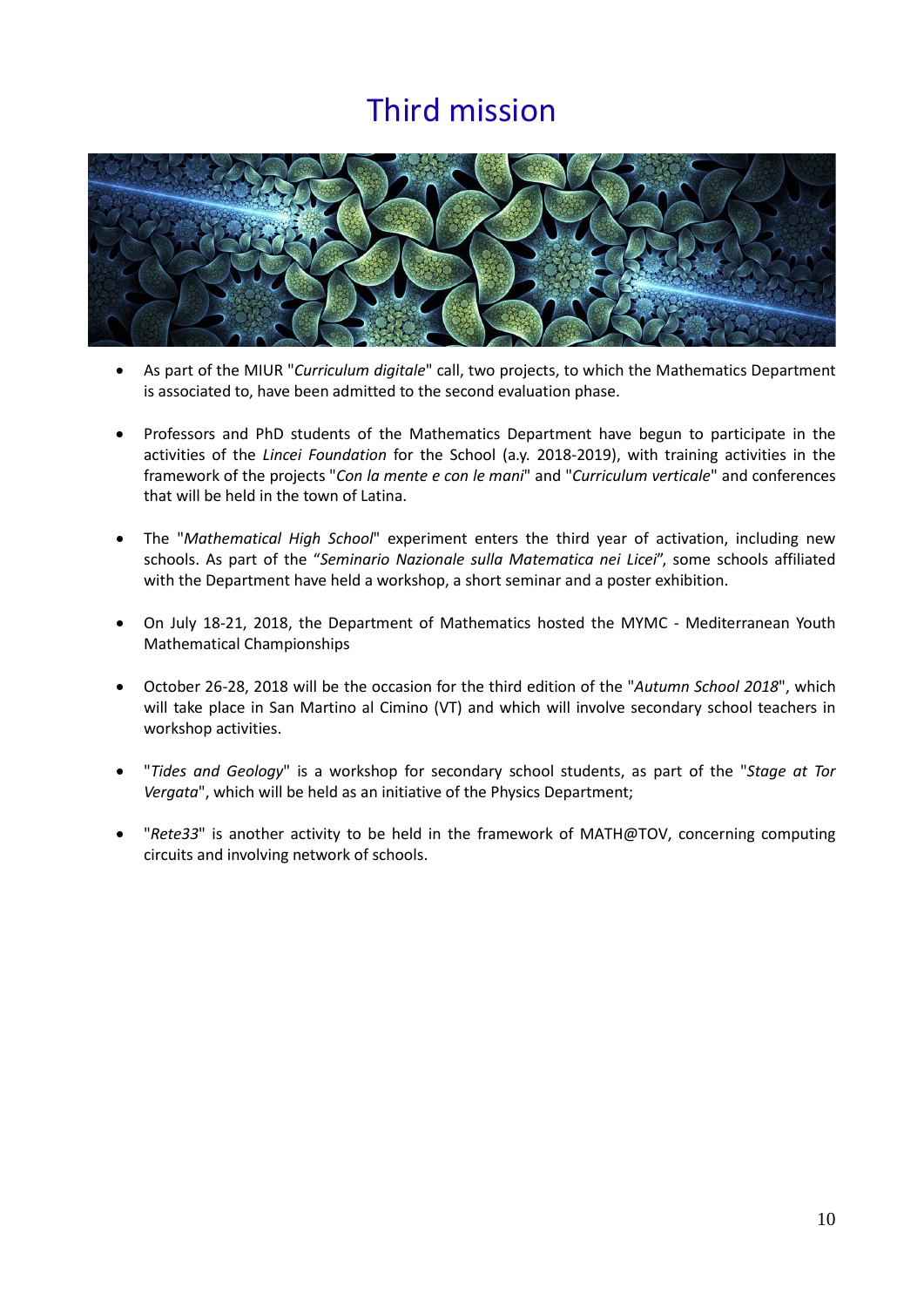# Third mission

- As part of the MIUR "*Curriculum digitale*" call, two projects, to which the Mathematics Department is associated to, have been admitted to the second evaluation phase.

- Professors and PhD students of the Mathematics Department have begun to participate in the activities of the *Lincei Foundation* for the School (a.y. 2018-2019), with training activities in the framework of the projects "*Con la mente e con le mani*" and "*Curriculum verticale*" and conferences that will be held in the town of Latina.

- The "*Mathematical High School*" experiment enters the third year of activation, including new schools. As part of the “*Seminario Nazionale sulla Matematica nei Licei*”, some schools affiliated with the Department have held a workshop, a short seminar and a poster exhibition.

- On July 18-21, 2018, the Department of Mathematics hosted the MYMC - Mediterranean Youth Mathematical Championships

- October 26-28, 2018 will be the occasion for the third edition of the "*Autumn School 2018*", which will take place in San Martino al Cimino (VT) and which will involve secondary school teachers in workshop activities.

- "*Tides and Geology*" is a workshop for secondary school students, as part of the "*Stage at Tor Vergata*", which will be held as an initiative of the Physics Department;

- "*Rete33*" is another activity to be held in the framework of MATH@TOV, concerning computing circuits and involving network of schools.